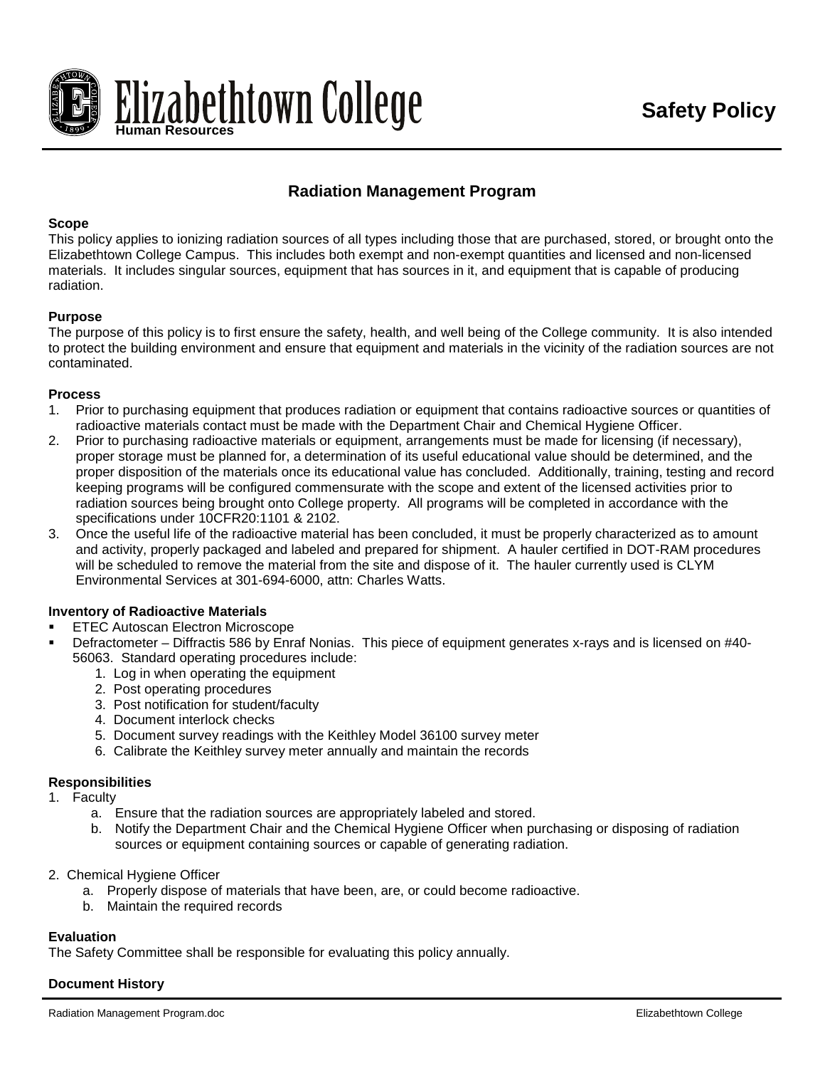Elizabethtown College
Human Resources

**Safety Policy**

## Radiation Management Program

**Scope**

This policy applies to ionizing radiation sources of all types including those that are purchased, stored, or brought onto the Elizabethtown College Campus. This includes both exempt and non-exempt quantities and licensed and non-licensed materials. It includes singular sources, equipment that has sources in it, and equipment that is capable of producing radiation.

**Purpose**

The purpose of this policy is to first ensure the safety, health, and well being of the College community. It is also intended to protect the building environment and ensure that equipment and materials in the vicinity of the radiation sources are not contaminated.

**Process**

1. Prior to purchasing equipment that produces radiation or equipment that contains radioactive sources or quantities of radioactive materials contact must be made with the Department Chair and Chemical Hygiene Officer.
2. Prior to purchasing radioactive materials or equipment, arrangements must be made for licensing (if necessary), proper storage must be planned for, a determination of its useful educational value should be determined, and the proper disposition of the materials once its educational value has concluded. Additionally, training, testing and record keeping programs will be configured commensurate with the scope and extent of the licensed activities prior to radiation sources being brought onto College property. All programs will be completed in accordance with the specifications under 10CFR20:1101 & 2102.
3. Once the useful life of the radioactive material has been concluded, it must be properly characterized as to amount and activity, properly packaged and labeled and prepared for shipment. A hauler certified in DOT-RAM procedures will be scheduled to remove the material from the site and dispose of it. The hauler currently used is CLYM Environmental Services at 301-694-6000, attn: Charles Watts.

**Inventory of Radioactive Materials**

- ETEC Autoscan Electron Microscope
- Defractometer – Diffractis 586 by Enraf Nonias. This piece of equipment generates x-rays and is licensed on #40-56063. Standard operating procedures include:
  1. Log in when operating the equipment
  2. Post operating procedures
  3. Post notification for student/faculty
  4. Document interlock checks
  5. Document survey readings with the Keithley Model 36100 survey meter
  6. Calibrate the Keithley survey meter annually and maintain the records

**Responsibilities**

1. Faculty
   a. Ensure that the radiation sources are appropriately labeled and stored.
   b. Notify the Department Chair and the Chemical Hygiene Officer when purchasing or disposing of radiation sources or equipment containing sources or capable of generating radiation.

2. Chemical Hygiene Officer
   a. Properly dispose of materials that have been, are, or could become radioactive.
   b. Maintain the required records

**Evaluation**

The Safety Committee shall be responsible for evaluating this policy annually.

**Document History**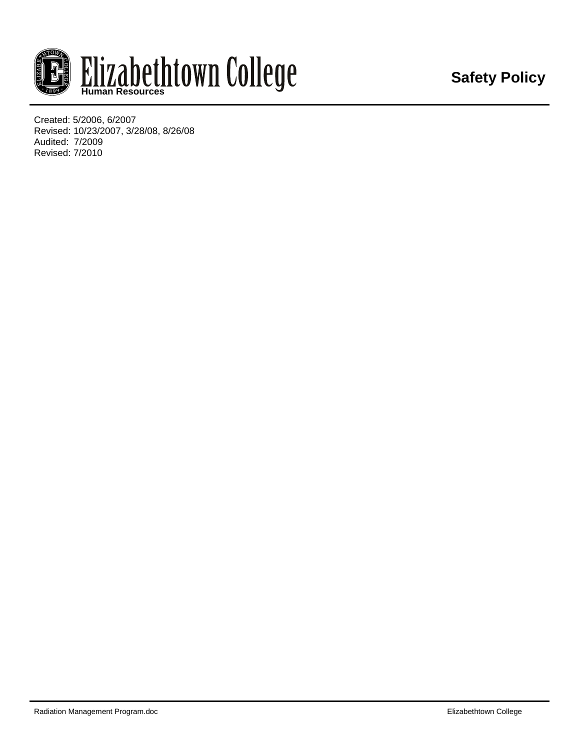Created: 5/2006, 6/2007
Revised: 10/23/2007, 3/28/08, 8/26/08
Audited: 7/2009
Revised: 7/2010